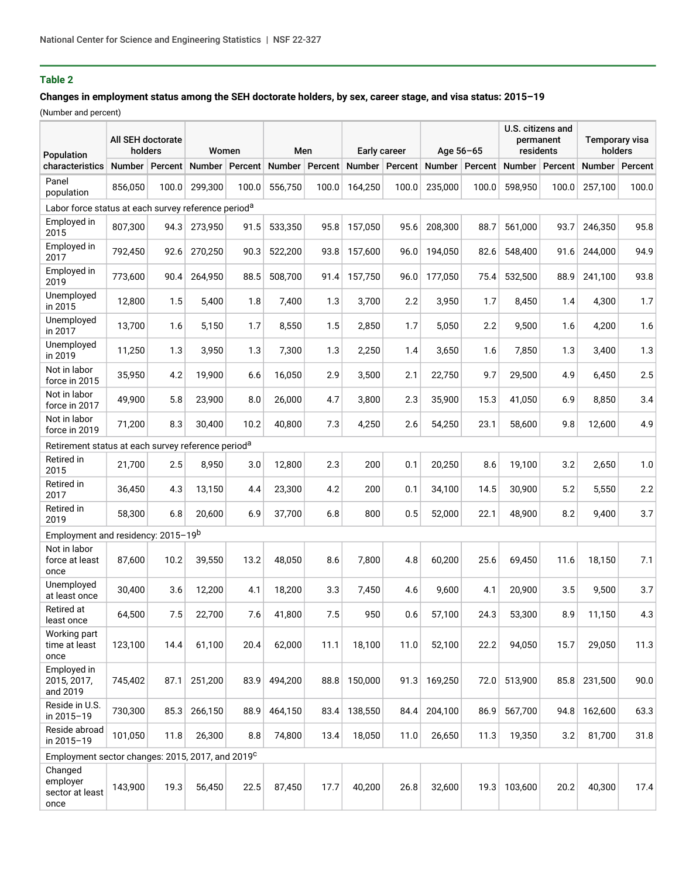**Table 2**

**Changes in employment status among the SEH doctorate holders, by sex, career stage, and visa status: 2015–19**

(Number and percent)

| Population characteristics | All SEH doctorate holders | | Women | | Men | | Early career | | Age 56–65 | | U.S. citizens and permanent residents | | Temporary visa holders | |
|---|---|---|---|---|---|---|---|---|---|---|---|---|---|---|
| | Number | Percent | Number | Percent | Number | Percent | Number | Percent | Number | Percent | Number | Percent | Number | Percent |
| Panel population | 856,050 | 100.0 | 299,300 | 100.0 | 556,750 | 100.0 | 164,250 | 100.0 | 235,000 | 100.0 | 598,950 | 100.0 | 257,100 | 100.0 |
| Labor force status at each survey reference period[a] | | | | | | | | | | | | | | |
| Employed in 2015 | 807,300 | 94.3 | 273,950 | 91.5 | 533,350 | 95.8 | 157,050 | 95.6 | 208,300 | 88.7 | 561,000 | 93.7 | 246,350 | 95.8 |
| Employed in 2017 | 792,450 | 92.6 | 270,250 | 90.3 | 522,200 | 93.8 | 157,600 | 96.0 | 194,050 | 82.6 | 548,400 | 91.6 | 244,000 | 94.9 |
| Employed in 2019 | 773,600 | 90.4 | 264,950 | 88.5 | 508,700 | 91.4 | 157,750 | 96.0 | 177,050 | 75.4 | 532,500 | 88.9 | 241,100 | 93.8 |
| Unemployed in 2015 | 12,800 | 1.5 | 5,400 | 1.8 | 7,400 | 1.3 | 3,700 | 2.2 | 3,950 | 1.7 | 8,450 | 1.4 | 4,300 | 1.7 |
| Unemployed in 2017 | 13,700 | 1.6 | 5,150 | 1.7 | 8,550 | 1.5 | 2,850 | 1.7 | 5,050 | 2.2 | 9,500 | 1.6 | 4,200 | 1.6 |
| Unemployed in 2019 | 11,250 | 1.3 | 3,950 | 1.3 | 7,300 | 1.3 | 2,250 | 1.4 | 3,650 | 1.6 | 7,850 | 1.3 | 3,400 | 1.3 |
| Not in labor force in 2015 | 35,950 | 4.2 | 19,900 | 6.6 | 16,050 | 2.9 | 3,500 | 2.1 | 22,750 | 9.7 | 29,500 | 4.9 | 6,450 | 2.5 |
| Not in labor force in 2017 | 49,900 | 5.8 | 23,900 | 8.0 | 26,000 | 4.7 | 3,800 | 2.3 | 35,900 | 15.3 | 41,050 | 6.9 | 8,850 | 3.4 |
| Not in labor force in 2019 | 71,200 | 8.3 | 30,400 | 10.2 | 40,800 | 7.3 | 4,250 | 2.6 | 54,250 | 23.1 | 58,600 | 9.8 | 12,600 | 4.9 |
| Retirement status at each survey reference period[a] | | | | | | | | | | | | | | |
| Retired in 2015 | 21,700 | 2.5 | 8,950 | 3.0 | 12,800 | 2.3 | 200 | 0.1 | 20,250 | 8.6 | 19,100 | 3.2 | 2,650 | 1.0 |
| Retired in 2017 | 36,450 | 4.3 | 13,150 | 4.4 | 23,300 | 4.2 | 200 | 0.1 | 34,100 | 14.5 | 30,900 | 5.2 | 5,550 | 2.2 |
| Retired in 2019 | 58,300 | 6.8 | 20,600 | 6.9 | 37,700 | 6.8 | 800 | 0.5 | 52,000 | 22.1 | 48,900 | 8.2 | 9,400 | 3.7 |
| Employment and residency: 2015–19[b] | | | | | | | | | | | | | | |
| Not in labor force at least once | 87,600 | 10.2 | 39,550 | 13.2 | 48,050 | 8.6 | 7,800 | 4.8 | 60,200 | 25.6 | 69,450 | 11.6 | 18,150 | 7.1 |
| Unemployed at least once | 30,400 | 3.6 | 12,200 | 4.1 | 18,200 | 3.3 | 7,450 | 4.6 | 9,600 | 4.1 | 20,900 | 3.5 | 9,500 | 3.7 |
| Retired at least once | 64,500 | 7.5 | 22,700 | 7.6 | 41,800 | 7.5 | 950 | 0.6 | 57,100 | 24.3 | 53,300 | 8.9 | 11,150 | 4.3 |
| Working part time at least once | 123,100 | 14.4 | 61,100 | 20.4 | 62,000 | 11.1 | 18,100 | 11.0 | 52,100 | 22.2 | 94,050 | 15.7 | 29,050 | 11.3 |
| Employed in 2015, 2017, and 2019 | 745,402 | 87.1 | 251,200 | 83.9 | 494,200 | 88.8 | 150,000 | 91.3 | 169,250 | 72.0 | 513,900 | 85.8 | 231,500 | 90.0 |
| Reside in U.S. in 2015–19 | 730,300 | 85.3 | 266,150 | 88.9 | 464,150 | 83.4 | 138,550 | 84.4 | 204,100 | 86.9 | 567,700 | 94.8 | 162,600 | 63.3 |
| Reside abroad in 2015–19 | 101,050 | 11.8 | 26,300 | 8.8 | 74,800 | 13.4 | 18,050 | 11.0 | 26,650 | 11.3 | 19,350 | 3.2 | 81,700 | 31.8 |
| Employment sector changes: 2015, 2017, and 2019[c] | | | | | | | | | | | | | | |
| Changed employer sector at least once | 143,900 | 19.3 | 56,450 | 22.5 | 87,450 | 17.7 | 40,200 | 26.8 | 32,600 | 19.3 | 103,600 | 20.2 | 40,300 | 17.4 |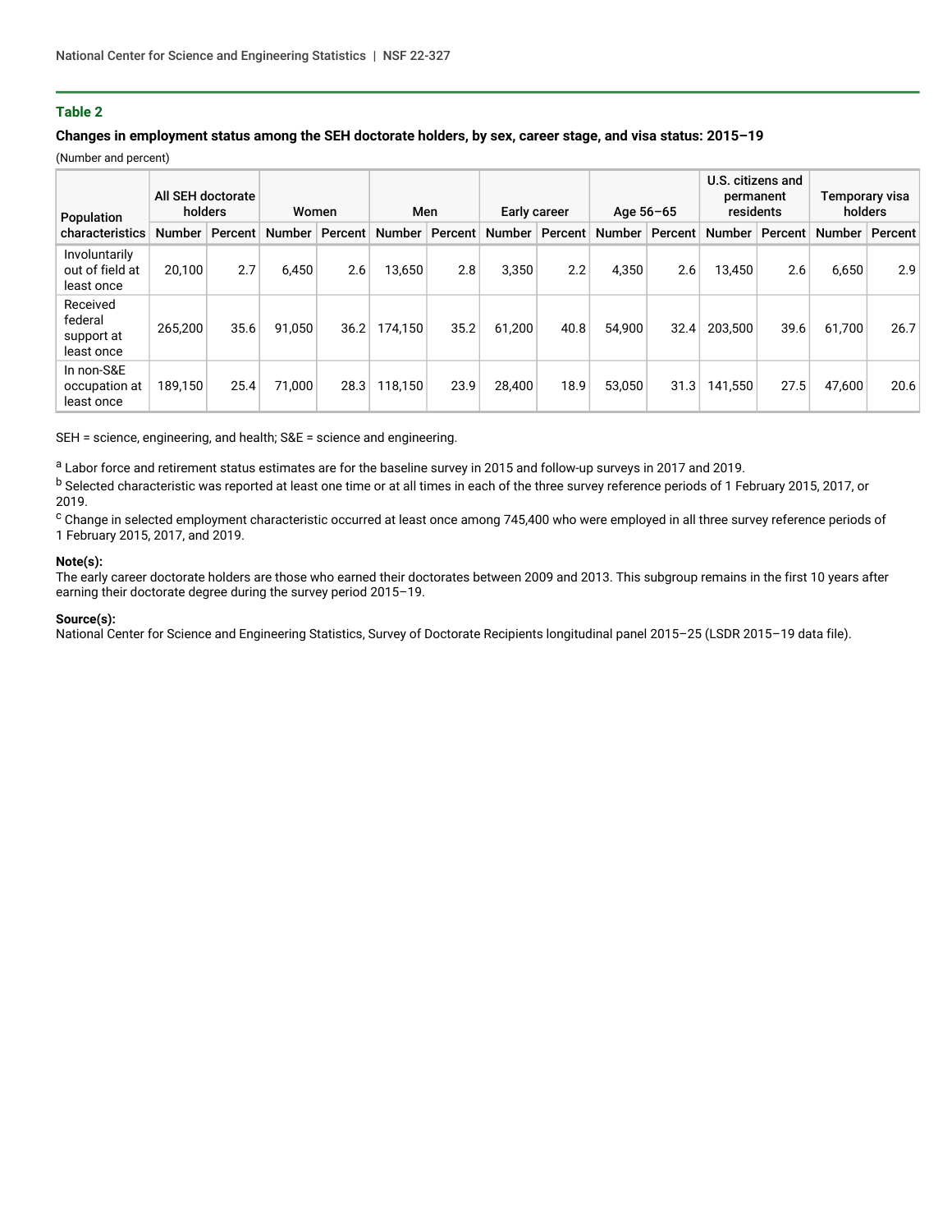**Table 2**

**Changes in employment status among the SEH doctorate holders, by sex, career stage, and visa status: 2015–19**

(Number and percent)

| Population characteristics | All SEH doctorate holders | | Women | | Men | | Early career | | Age 56–65 | | U.S. citizens and permanent residents | | Temporary visa holders | |
|---|---|---|---|---|---|---|---|---|---|---|---|---|---|---|
| | Number | Percent | Number | Percent | Number | Percent | Number | Percent | Number | Percent | Number | Percent | Number | Percent |
| Involuntarily out of field at least once | 20,100 | 2.7 | 6,450 | 2.6 | 13,650 | 2.8 | 3,350 | 2.2 | 4,350 | 2.6 | 13,450 | 2.6 | 6,650 | 2.9 |
| Received federal support at least once | 265,200 | 35.6 | 91,050 | 36.2 | 174,150 | 35.2 | 61,200 | 40.8 | 54,900 | 32.4 | 203,500 | 39.6 | 61,700 | 26.7 |
| In non-S&E occupation at least once | 189,150 | 25.4 | 71,000 | 28.3 | 118,150 | 23.9 | 28,400 | 18.9 | 53,050 | 31.3 | 141,550 | 27.5 | 47,600 | 20.6 |

SEH = science, engineering, and health; S&E = science and engineering.

[a] Labor force and retirement status estimates are for the baseline survey in 2015 and follow-up surveys in 2017 and 2019.

[b] Selected characteristic was reported at least one time or at all times in each of the three survey reference periods of 1 February 2015, 2017, or 2019.

[c] Change in selected employment characteristic occurred at least once among 745,400 who were employed in all three survey reference periods of 1 February 2015, 2017, and 2019.

**Note(s):**

The early career doctorate holders are those who earned their doctorates between 2009 and 2013. This subgroup remains in the first 10 years after earning their doctorate degree during the survey period 2015–19.

**Source(s):**

National Center for Science and Engineering Statistics, Survey of Doctorate Recipients longitudinal panel 2015–25 (LSDR 2015–19 data file).